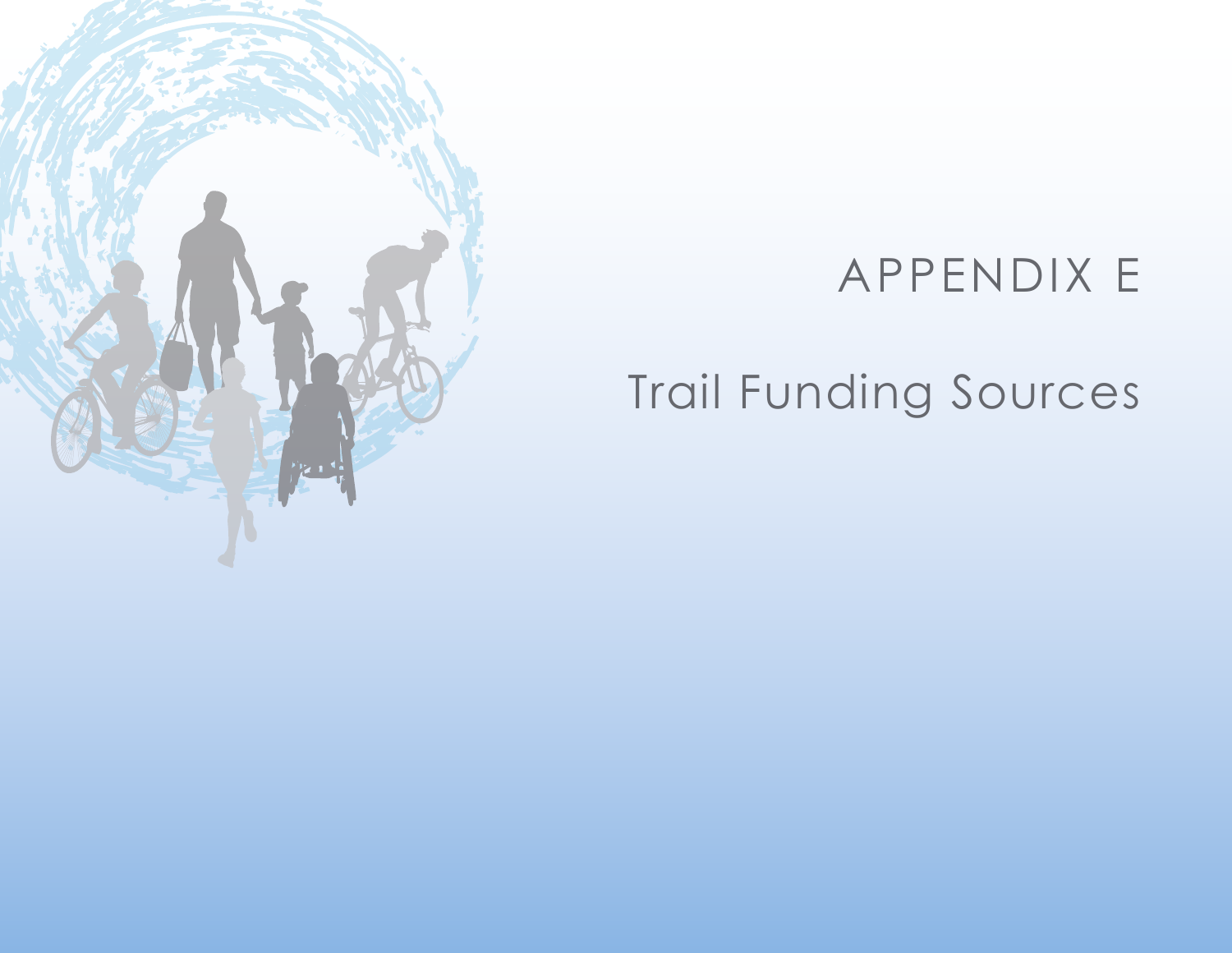# APPENDIX E

## Trail Funding Sources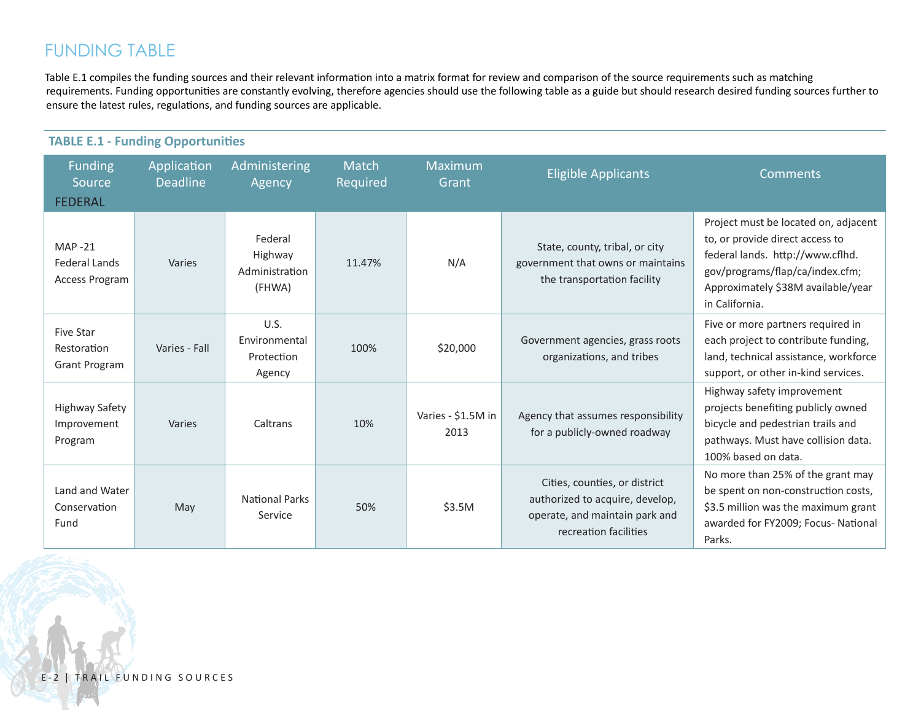## FUNDING TABLE

Table E.1 compiles the funding sources and their relevant information into a matrix format for review and comparison of the source requirements such as matching requirements. Funding opportunities are constantly evolving, therefore agencies should use the following table as a guide but should research desired funding sources further to ensure the latest rules, regulations, and funding sources are applicable.

### TABLE E.1 - Funding Opportunities

| Funding Source | Application Deadline | Administering Agency | Match Required | Maximum Grant | Eligible Applicants | Comments |
|---|---|---|---|---|---|---|
| FEDERAL | | | | | | |
| MAP -21 Federal Lands Access Program | Varies | Federal Highway Administration (FHWA) | 11.47% | N/A | State, county, tribal, or city government that owns or maintains the transportation facility | Project must be located on, adjacent to, or provide direct access to federal lands. http://www.cflhd.gov/programs/flap/ca/index.cfm; Approximately $38M available/year in California. |
| Five Star Restoration Grant Program | Varies - Fall | U.S. Environmental Protection Agency | 100% | $20,000 | Government agencies, grass roots organizations, and tribes | Five or more partners required in each project to contribute funding, land, technical assistance, workforce support, or other in-kind services. |
| Highway Safety Improvement Program | Varies | Caltrans | 10% | Varies - $1.5M in 2013 | Agency that assumes responsibility for a publicly-owned roadway | Highway safety improvement projects benefiting publicly owned bicycle and pedestrian trails and pathways. Must have collision data. 100% based on data. |
| Land and Water Conservation Fund | May | National Parks Service | 50% | $3.5M | Cities, counties, or district authorized to acquire, develop, operate, and maintain park and recreation facilities | No more than 25% of the grant may be spent on non-construction costs, $3.5 million was the maximum grant awarded for FY2009; Focus- National Parks. |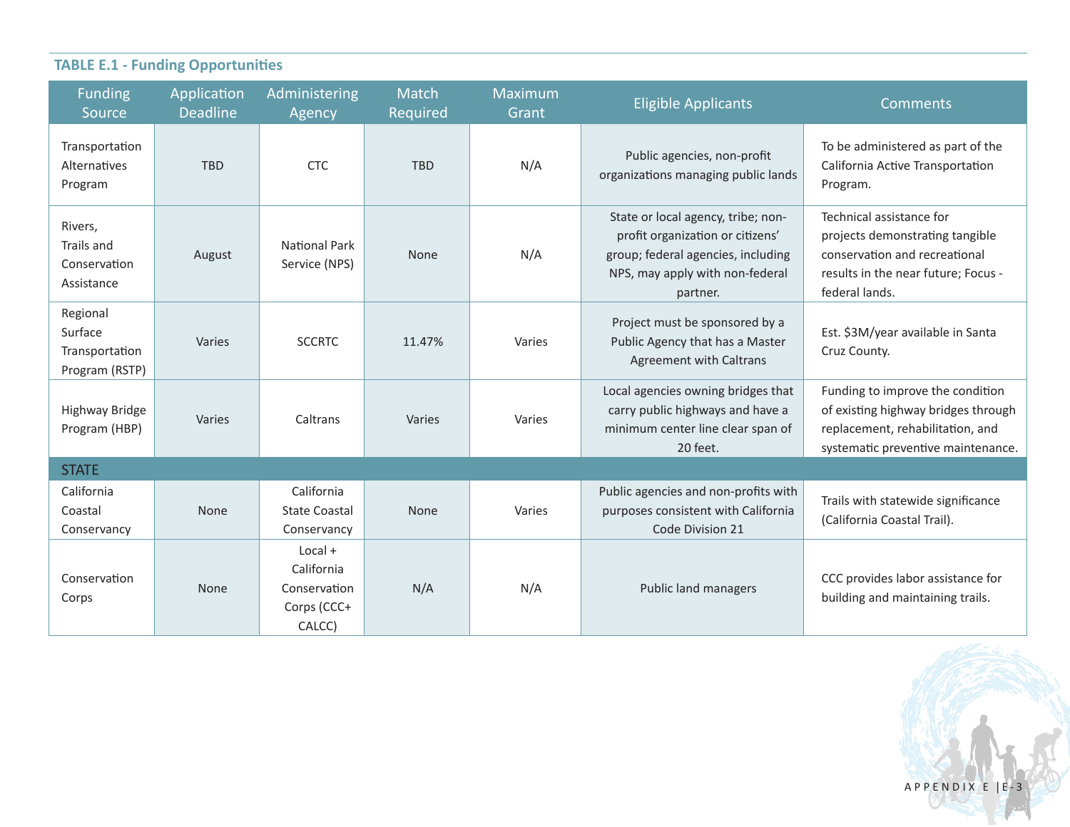**TABLE E.1 - Funding Opportunities**

| Funding Source | Application Deadline | Administering Agency | Match Required | Maximum Grant | Eligible Applicants | Comments |
|---|---|---|---|---|---|---|
| Transportation Alternatives Program | TBD | CTC | TBD | N/A | Public agencies, non-profit organizations managing public lands | To be administered as part of the California Active Transportation Program. |
| Rivers, Trails and Conservation Assistance | August | National Park Service (NPS) | None | N/A | State or local agency, tribe; non-profit organization or citizens' group; federal agencies, including NPS, may apply with non-federal partner. | Technical assistance for projects demonstrating tangible conservation and recreational results in the near future; Focus - federal lands. |
| Regional Surface Transportation Program (RSTP) | Varies | SCCRTC | 11.47% | Varies | Project must be sponsored by a Public Agency that has a Master Agreement with Caltrans | Est. $3M/year available in Santa Cruz County. |
| Highway Bridge Program (HBP) | Varies | Caltrans | Varies | Varies | Local agencies owning bridges that carry public highways and have a minimum center line clear span of 20 feet. | Funding to improve the condition of existing highway bridges through replacement, rehabilitation, and systematic preventive maintenance. |
| **STATE** | | | | | | |
| California Coastal Conservancy | None | California State Coastal Conservancy | None | Varies | Public agencies and non-profits with purposes consistent with California Code Division 21 | Trails with statewide significance (California Coastal Trail). |
| Conservation Corps | None | Local + California Conservation Corps (CCC+ CALCC) | N/A | N/A | Public land managers | CCC provides labor assistance for building and maintaining trails. |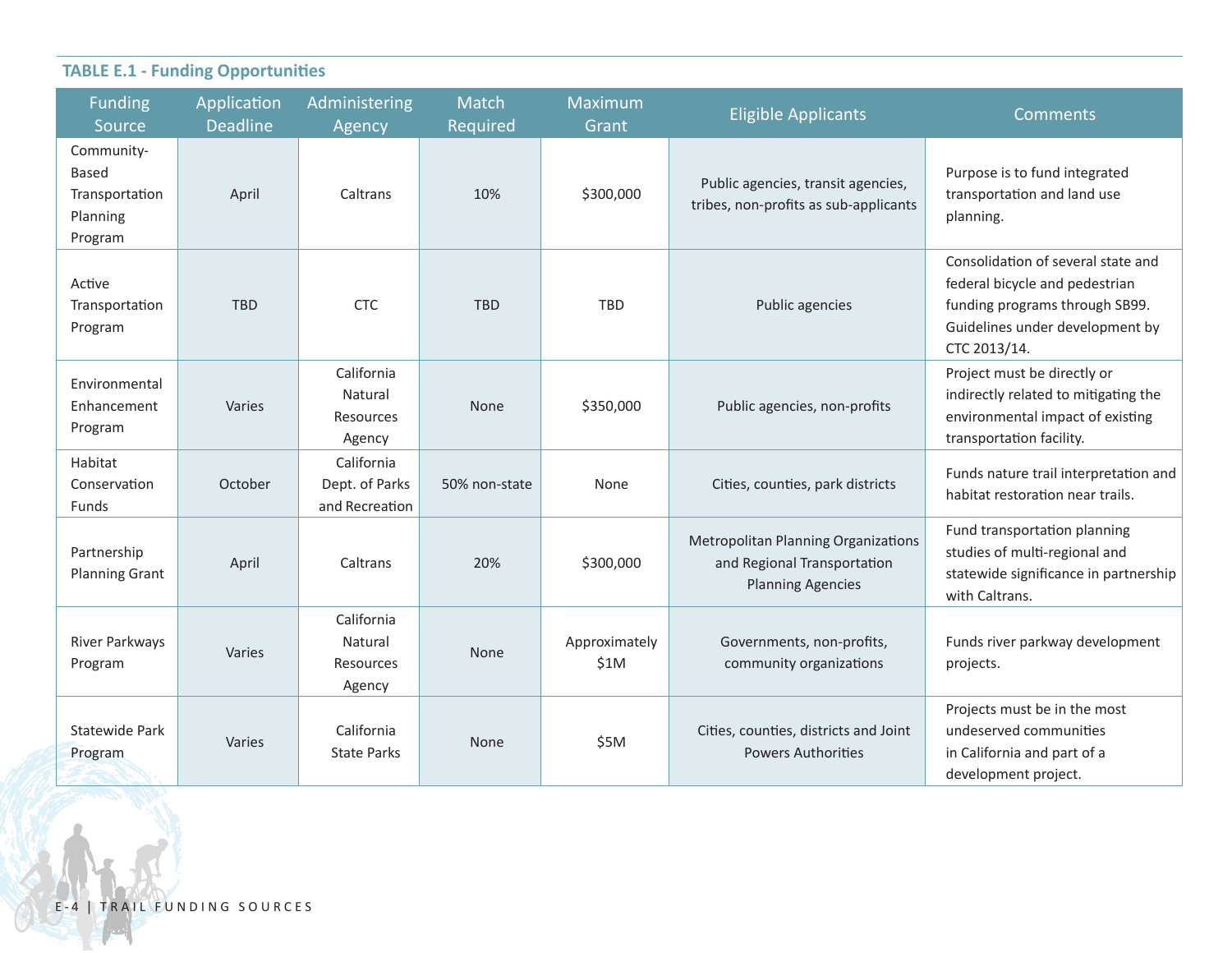**TABLE E.1 - Funding Opportunities**

| Funding Source | Application Deadline | Administering Agency | Match Required | Maximum Grant | Eligible Applicants | Comments |
|---|---|---|---|---|---|---|
| Community-Based Transportation Planning Program | April | Caltrans | 10% | $300,000 | Public agencies, transit agencies, tribes, non-profits as sub-applicants | Purpose is to fund integrated transportation and land use planning. |
| Active Transportation Program | TBD | CTC | TBD | TBD | Public agencies | Consolidation of several state and federal bicycle and pedestrian funding programs through SB99. Guidelines under development by CTC 2013/14. |
| Environmental Enhancement Program | Varies | California Natural Resources Agency | None | $350,000 | Public agencies, non-profits | Project must be directly or indirectly related to mitigating the environmental impact of existing transportation facility. |
| Habitat Conservation Funds | October | California Dept. of Parks and Recreation | 50% non-state | None | Cities, counties, park districts | Funds nature trail interpretation and habitat restoration near trails. |
| Partnership Planning Grant | April | Caltrans | 20% | $300,000 | Metropolitan Planning Organizations and Regional Transportation Planning Agencies | Fund transportation planning studies of multi-regional and statewide significance in partnership with Caltrans. |
| River Parkways Program | Varies | California Natural Resources Agency | None | Approximately $1M | Governments, non-profits, community organizations | Funds river parkway development projects. |
| Statewide Park Program | Varies | California State Parks | None | $5M | Cities, counties, districts and Joint Powers Authorities | Projects must be in the most undeserved communities in California and part of a development project. |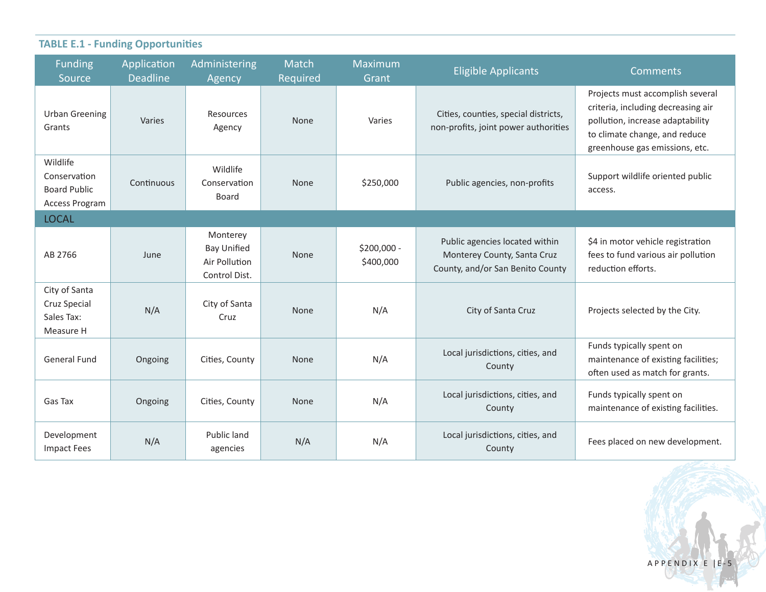**TABLE E.1 - Funding Opportunities**

| Funding Source | Application Deadline | Administering Agency | Match Required | Maximum Grant | Eligible Applicants | Comments |
|---|---|---|---|---|---|---|
| Urban Greening Grants | Varies | Resources Agency | None | Varies | Cities, counties, special districts, non-profits, joint power authorities | Projects must accomplish several criteria, including decreasing air pollution, increase adaptability to climate change, and reduce greenhouse gas emissions, etc. |
| Wildlife Conservation Board Public Access Program | Continuous | Wildlife Conservation Board | None | $250,000 | Public agencies, non-profits | Support wildlife oriented public access. |
| LOCAL | | | | | | |
| AB 2766 | June | Monterey Bay Unified Air Pollution Control Dist. | None | $200,000 - $400,000 | Public agencies located within Monterey County, Santa Cruz County, and/or San Benito County | $4 in motor vehicle registration fees to fund various air pollution reduction efforts. |
| City of Santa Cruz Special Sales Tax: Measure H | N/A | City of Santa Cruz | None | N/A | City of Santa Cruz | Projects selected by the City. |
| General Fund | Ongoing | Cities, County | None | N/A | Local jurisdictions, cities, and County | Funds typically spent on maintenance of existing facilities; often used as match for grants. |
| Gas Tax | Ongoing | Cities, County | None | N/A | Local jurisdictions, cities, and County | Funds typically spent on maintenance of existing facilities. |
| Development Impact Fees | N/A | Public land agencies | N/A | N/A | Local jurisdictions, cities, and County | Fees placed on new development. |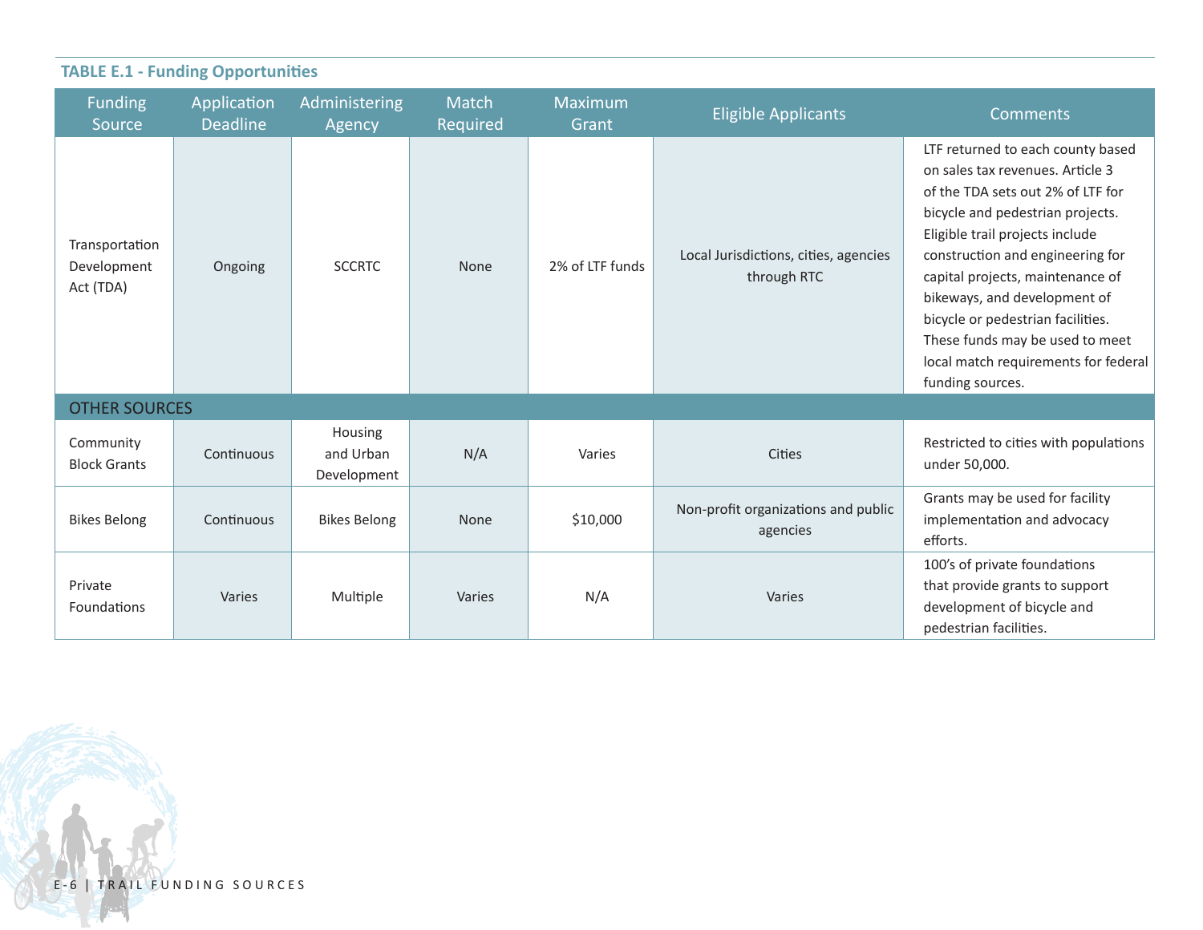**TABLE E.1 - Funding Opportunities**

| Funding Source | Application Deadline | Administering Agency | Match Required | Maximum Grant | Eligible Applicants | Comments |
|---|---|---|---|---|---|---|
| Transportation Development Act (TDA) | Ongoing | SCCRTC | None | 2% of LTF funds | Local Jurisdictions, cities, agencies through RTC | LTF returned to each county based on sales tax revenues. Article 3 of the TDA sets out 2% of LTF for bicycle and pedestrian projects. Eligible trail projects include construction and engineering for capital projects, maintenance of bikeways, and development of bicycle or pedestrian facilities. These funds may be used to meet local match requirements for federal funding sources. |
| OTHER SOURCES | | | | | | |
| Community Block Grants | Continuous | Housing and Urban Development | N/A | Varies | Cities | Restricted to cities with populations under 50,000. |
| Bikes Belong | Continuous | Bikes Belong | None | $10,000 | Non-profit organizations and public agencies | Grants may be used for facility implementation and advocacy efforts. |
| Private Foundations | Varies | Multiple | Varies | N/A | Varies | 100's of private foundations that provide grants to support development of bicycle and pedestrian facilities. |